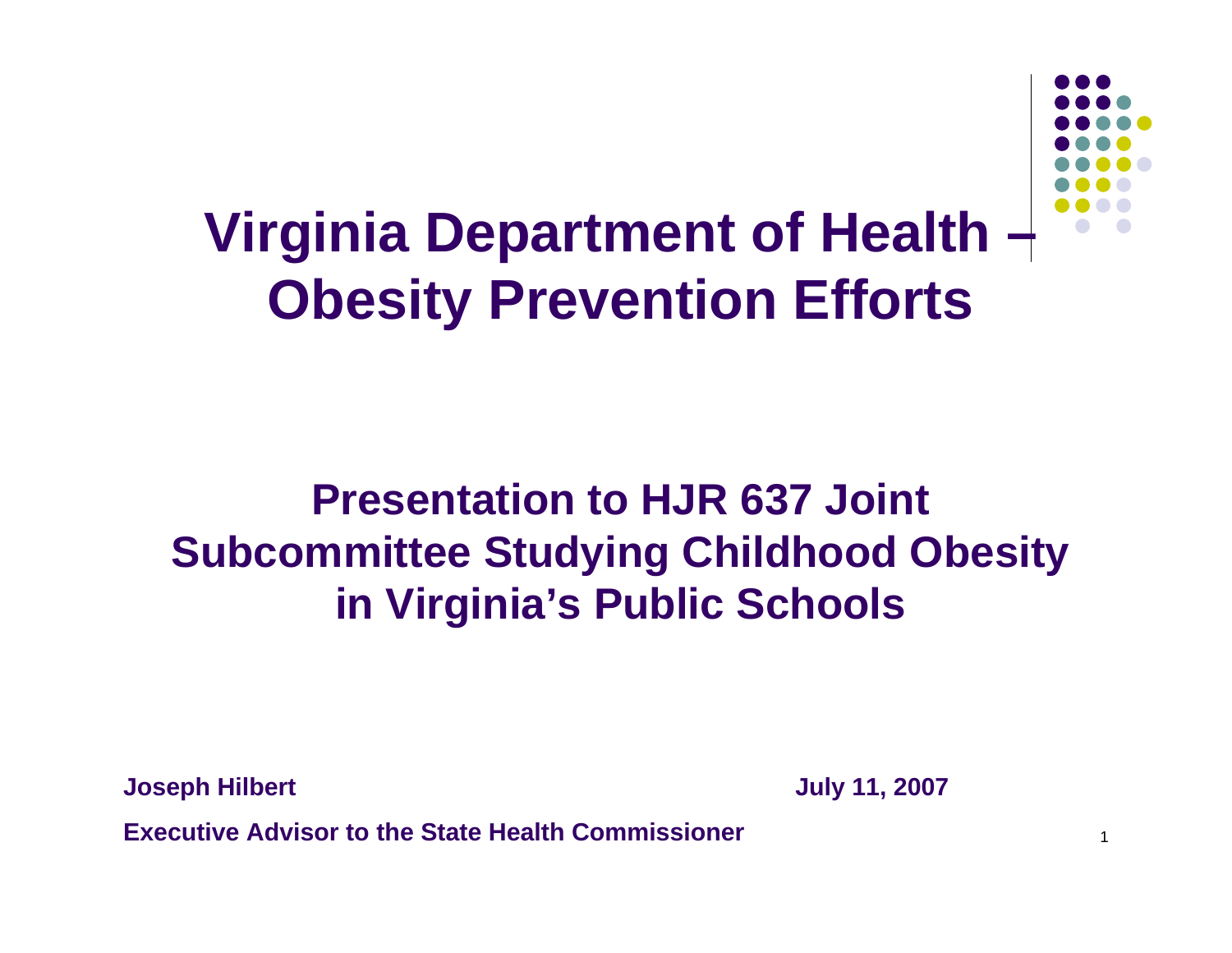# Virginia Department of Health – Obesity Prevention Efforts

## Presentation to HJR 637 Joint Subcommittee Studying Childhood Obesity in Virginia's Public Schools

**Joseph Hilbert**

**Executive Advisor to the State Health Commissioner**

**July 11, 2007**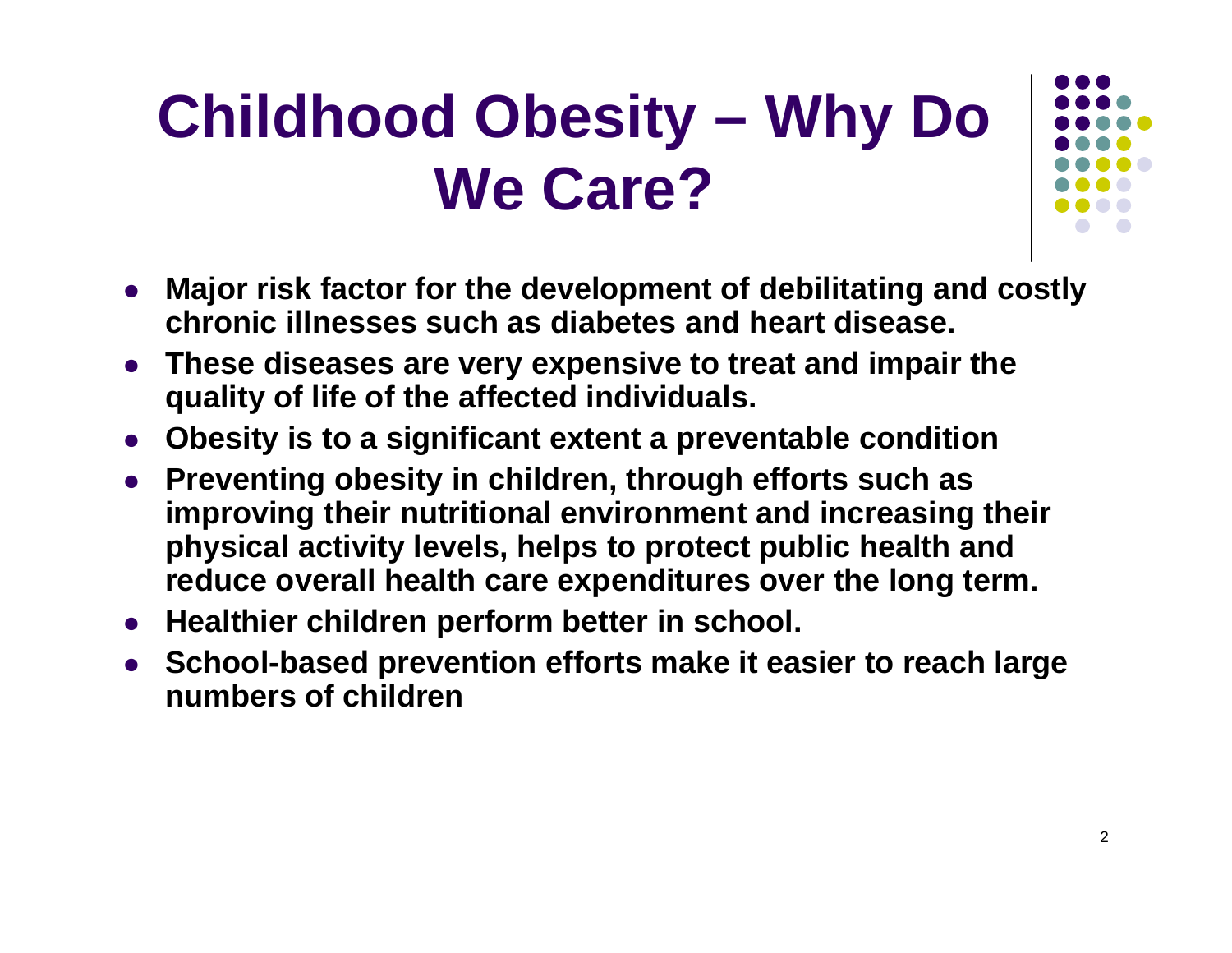# Childhood Obesity – Why Do We Care?

- **Major risk factor for the development of debilitating and costly chronic illnesses such as diabetes and heart disease.**
- **These diseases are very expensive to treat and impair the quality of life of the affected individuals.**
- **Obesity is to a significant extent a preventable condition**
- **Preventing obesity in children, through efforts such as improving their nutritional environment and increasing their physical activity levels, helps to protect public health and reduce overall health care expenditures over the long term.**
- **Healthier children perform better in school.**
- **School-based prevention efforts make it easier to reach large numbers of children**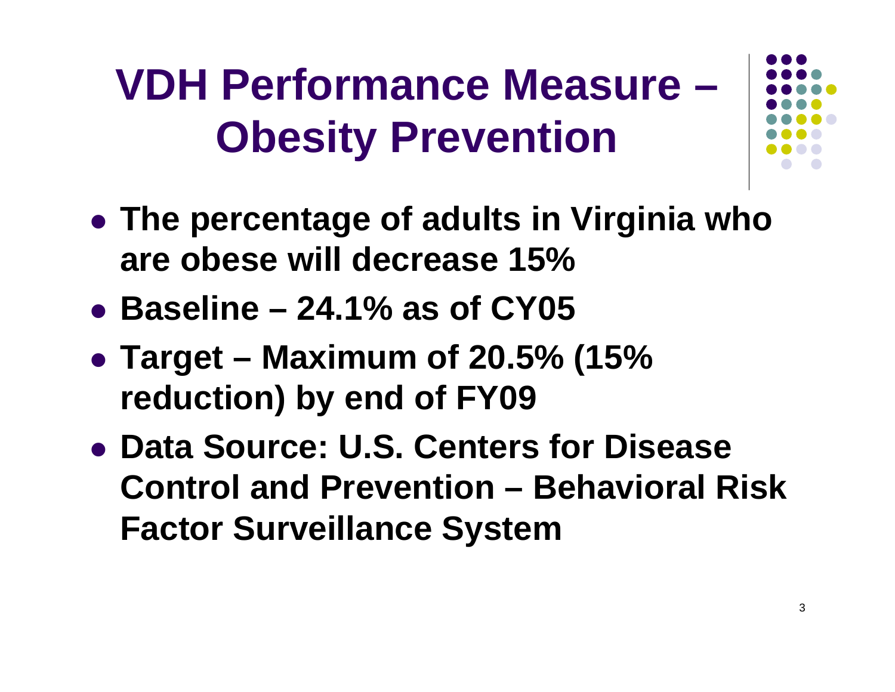# VDH Performance Measure – Obesity Prevention

- **The percentage of adults in Virginia who are obese will decrease 15%**
- **Baseline – 24.1% as of CY05**
- **Target – Maximum of 20.5% (15% reduction) by end of FY09**
- **Data Source: U.S. Centers for Disease Control and Prevention – Behavioral Risk Factor Surveillance System**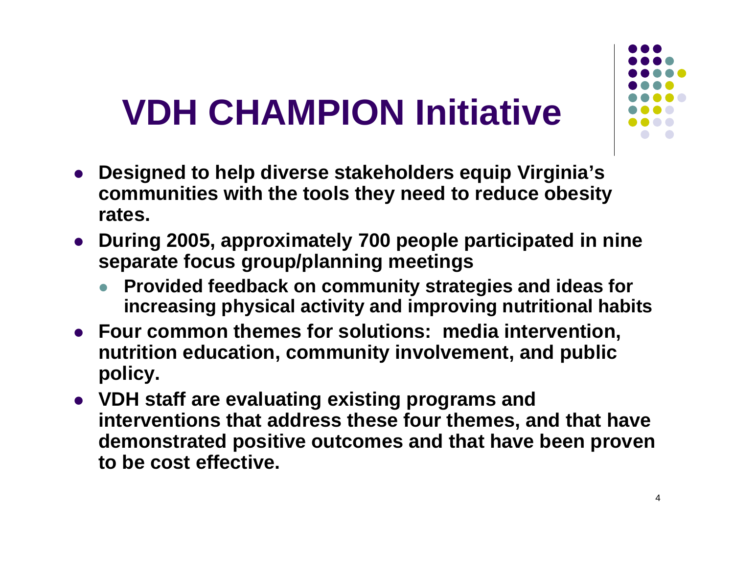# VDH CHAMPION Initiative

- Designed to help diverse stakeholders equip Virginia's communities with the tools they need to reduce obesity rates.
- During 2005, approximately 700 people participated in nine separate focus group/planning meetings
  - Provided feedback on community strategies and ideas for increasing physical activity and improving nutritional habits
- Four common themes for solutions: media intervention, nutrition education, community involvement, and public policy.
- VDH staff are evaluating existing programs and interventions that address these four themes, and that have demonstrated positive outcomes and that have been proven to be cost effective.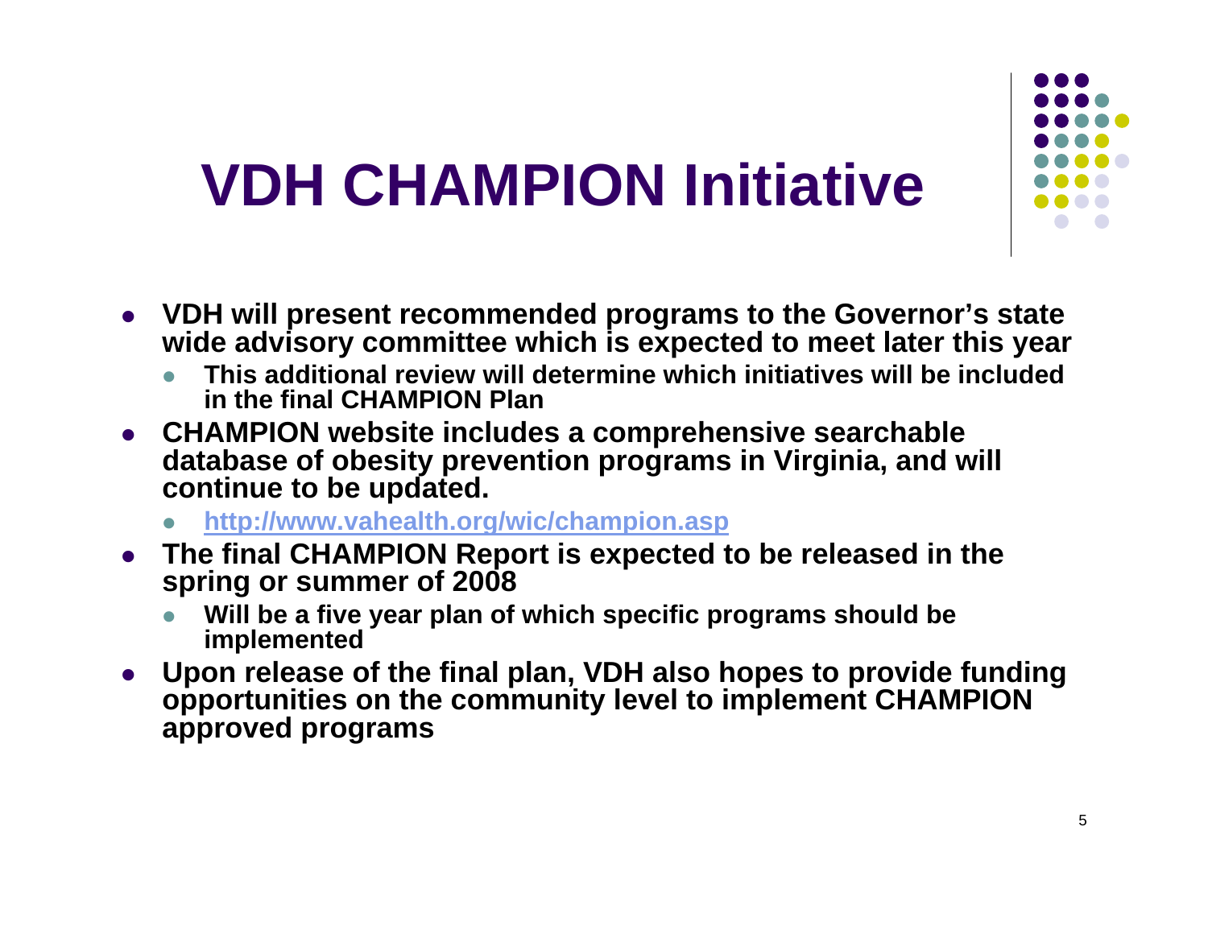# VDH CHAMPION Initiative

- VDH will present recommended programs to the Governor's state wide advisory committee which is expected to meet later this year
  - This additional review will determine which initiatives will be included in the final CHAMPION Plan
- CHAMPION website includes a comprehensive searchable database of obesity prevention programs in Virginia, and will continue to be updated.
  - http://www.vahealth.org/wic/champion.asp
- The final CHAMPION Report is expected to be released in the spring or summer of 2008
  - Will be a five year plan of which specific programs should be implemented
- Upon release of the final plan, VDH also hopes to provide funding opportunities on the community level to implement CHAMPION approved programs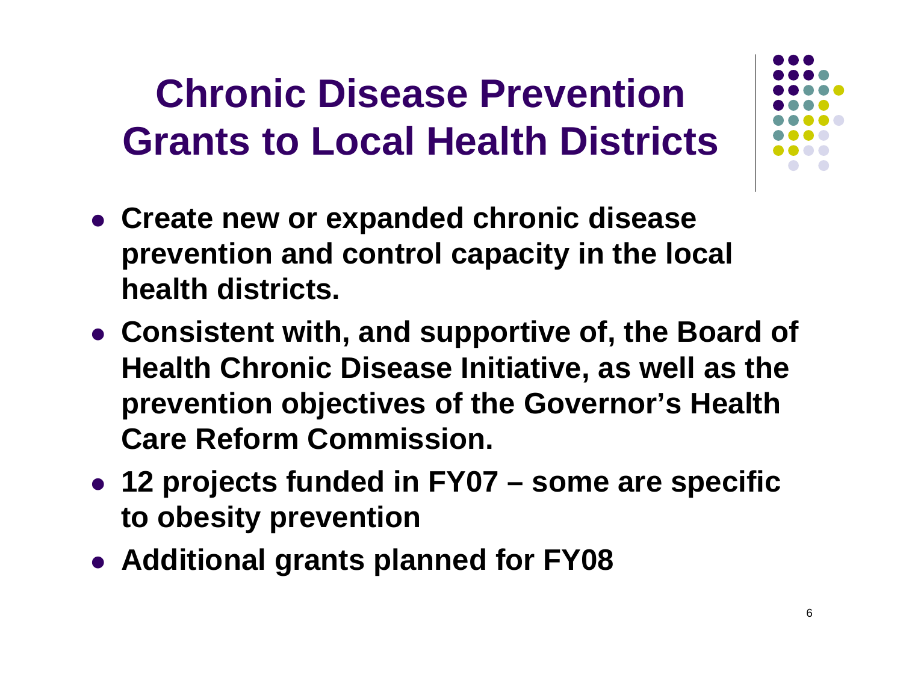# Chronic Disease Prevention Grants to Local Health Districts

- **Create new or expanded chronic disease prevention and control capacity in the local health districts.**
- **Consistent with, and supportive of, the Board of Health Chronic Disease Initiative, as well as the prevention objectives of the Governor's Health Care Reform Commission.**
- **12 projects funded in FY07 – some are specific to obesity prevention**
- **Additional grants planned for FY08**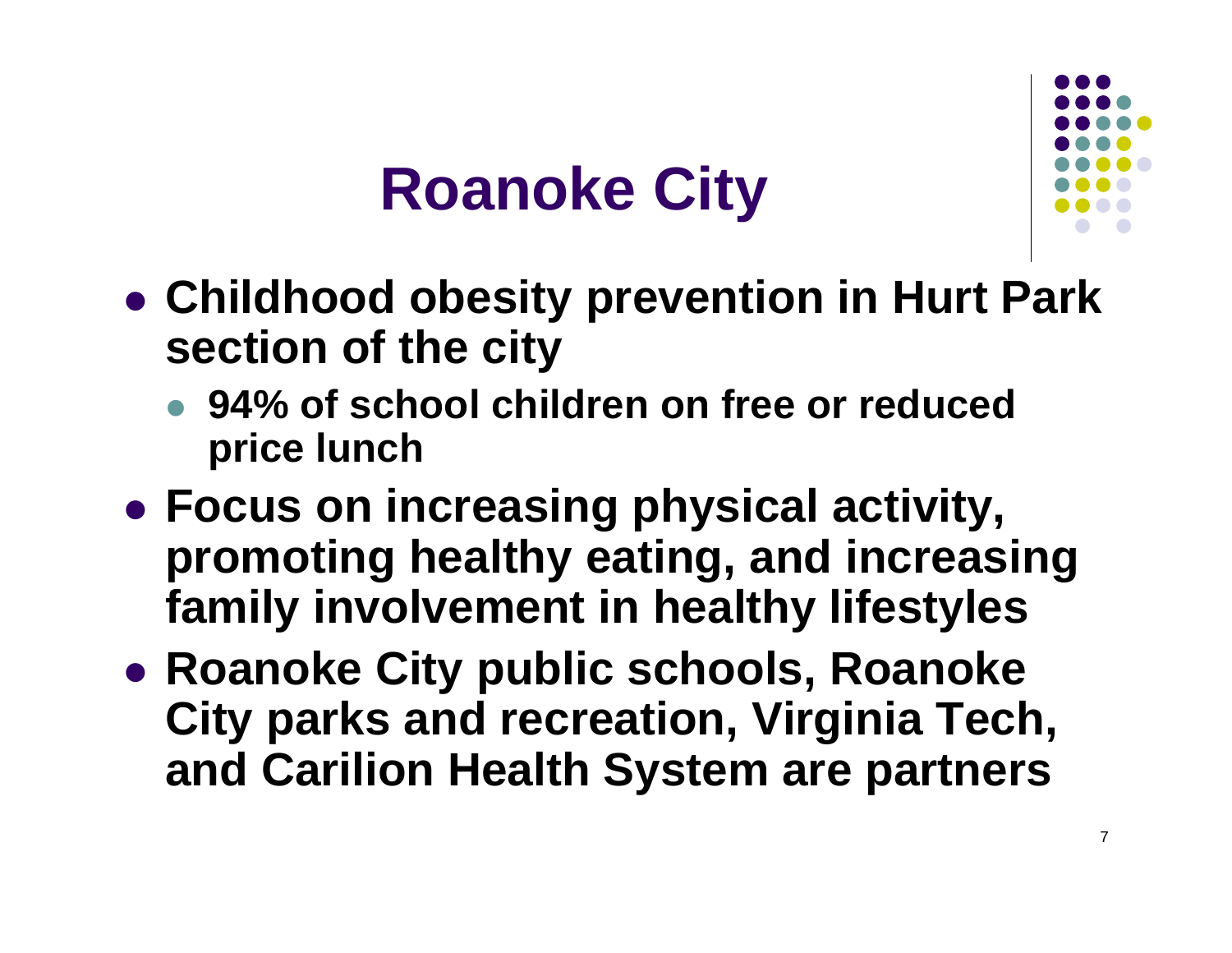# Roanoke City

- Childhood obesity prevention in Hurt Park section of the city
  - 94% of school children on free or reduced price lunch
- Focus on increasing physical activity, promoting healthy eating, and increasing family involvement in healthy lifestyles
- Roanoke City public schools, Roanoke City parks and recreation, Virginia Tech, and Carilion Health System are partners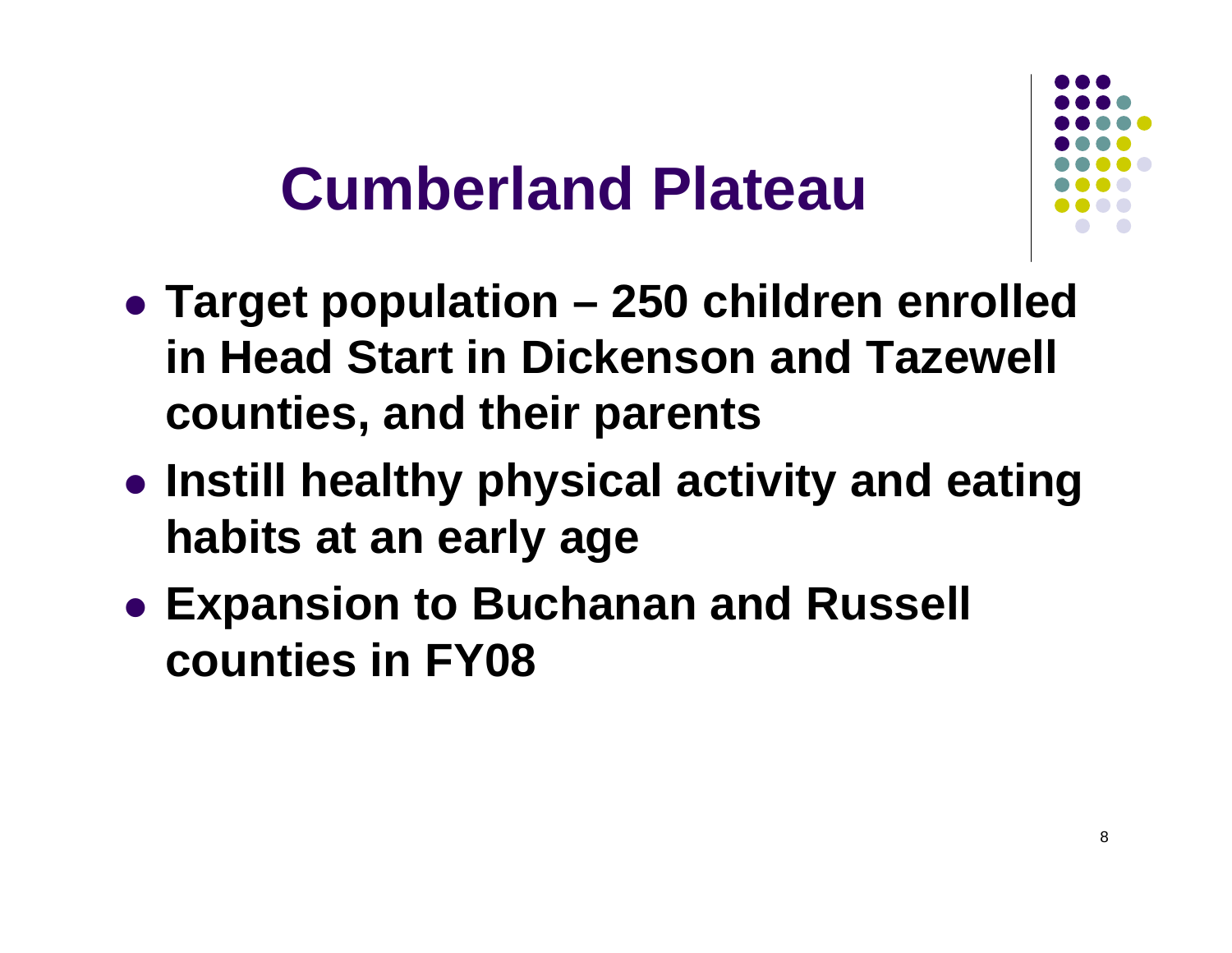# Cumberland Plateau

- **Target population – 250 children enrolled in Head Start in Dickenson and Tazewell counties, and their parents**
- **Instill healthy physical activity and eating habits at an early age**
- **Expansion to Buchanan and Russell counties in FY08**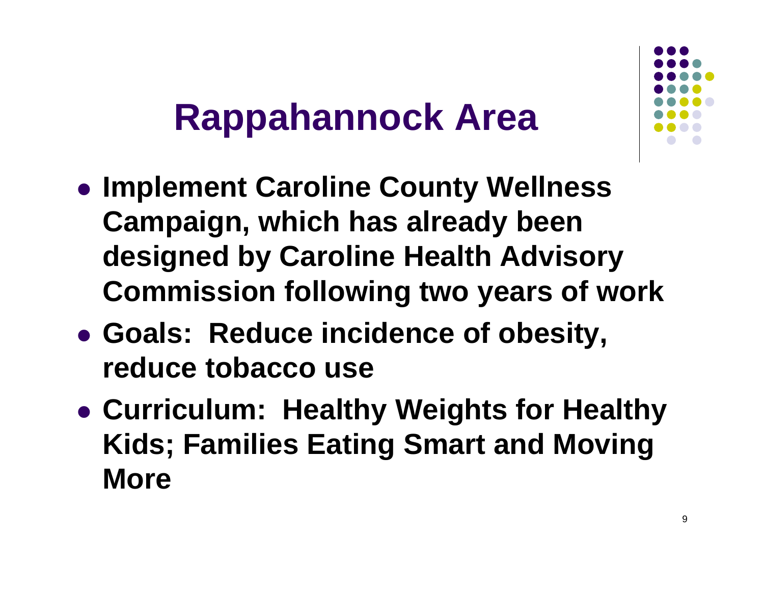# Rappahannock Area

- **Implement Caroline County Wellness Campaign, which has already been designed by Caroline Health Advisory Commission following two years of work**
- **Goals: Reduce incidence of obesity, reduce tobacco use**
- **Curriculum: Healthy Weights for Healthy Kids; Families Eating Smart and Moving More**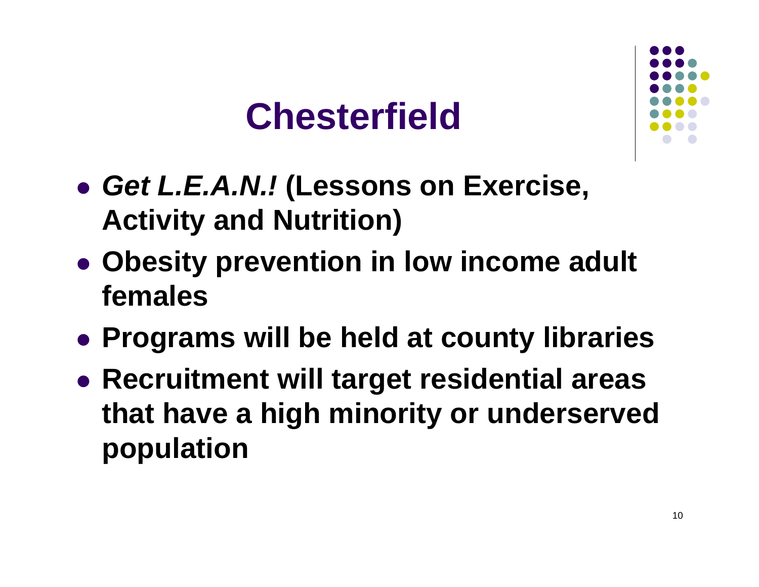# Chesterfield

- ***Get L.E.A.N.!* (Lessons on Exercise, Activity and Nutrition)**
- **Obesity prevention in low income adult females**
- **Programs will be held at county libraries**
- **Recruitment will target residential areas that have a high minority or underserved population**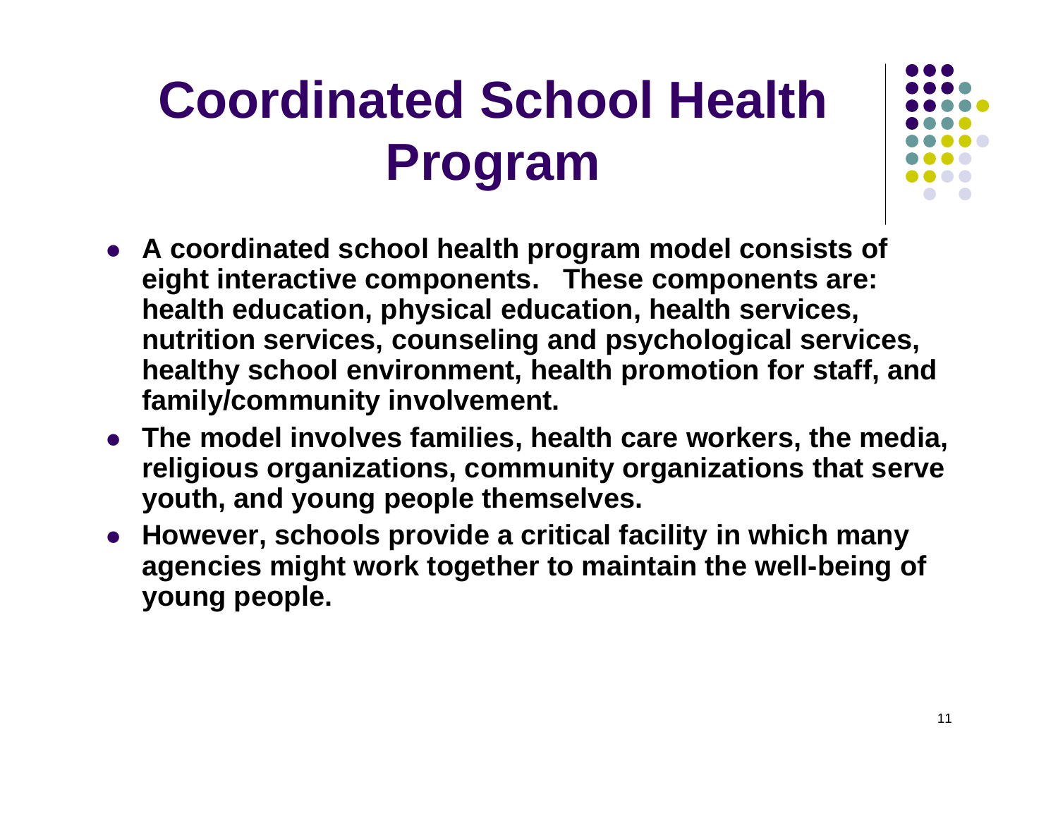# Coordinated School Health Program

- **A coordinated school health program model consists of eight interactive components. These components are: health education, physical education, health services, nutrition services, counseling and psychological services, healthy school environment, health promotion for staff, and family/community involvement.**
- **The model involves families, health care workers, the media, religious organizations, community organizations that serve youth, and young people themselves.**
- **However, schools provide a critical facility in which many agencies might work together to maintain the well-being of young people.**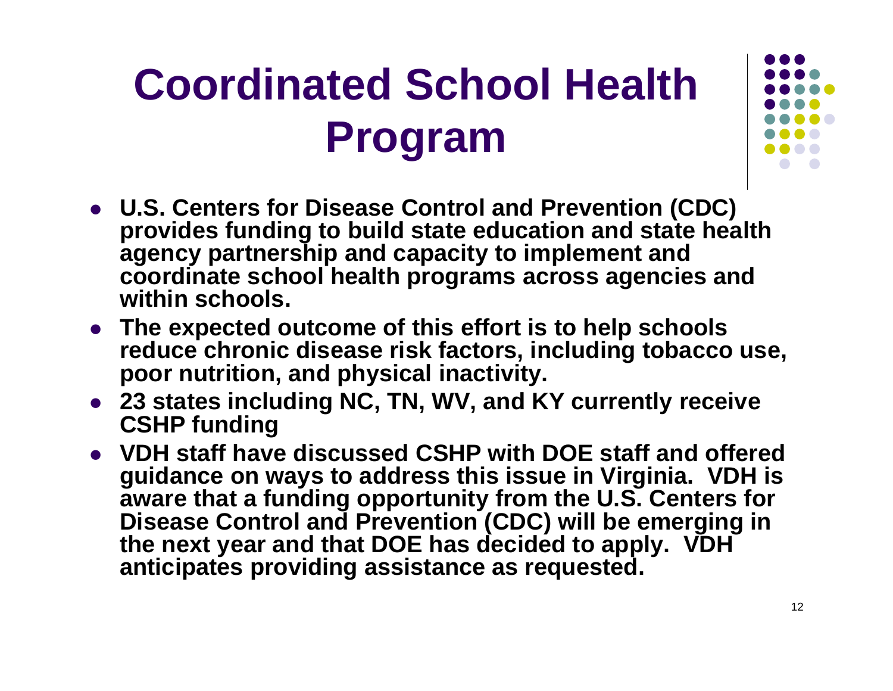# Coordinated School Health Program

- **U.S. Centers for Disease Control and Prevention (CDC) provides funding to build state education and state health agency partnership and capacity to implement and coordinate school health programs across agencies and within schools.**
- **The expected outcome of this effort is to help schools reduce chronic disease risk factors, including tobacco use, poor nutrition, and physical inactivity.**
- **23 states including NC, TN, WV, and KY currently receive CSHP funding**
- **VDH staff have discussed CSHP with DOE staff and offered guidance on ways to address this issue in Virginia. VDH is aware that a funding opportunity from the U.S. Centers for Disease Control and Prevention (CDC) will be emerging in the next year and that DOE has decided to apply. VDH anticipates providing assistance as requested.**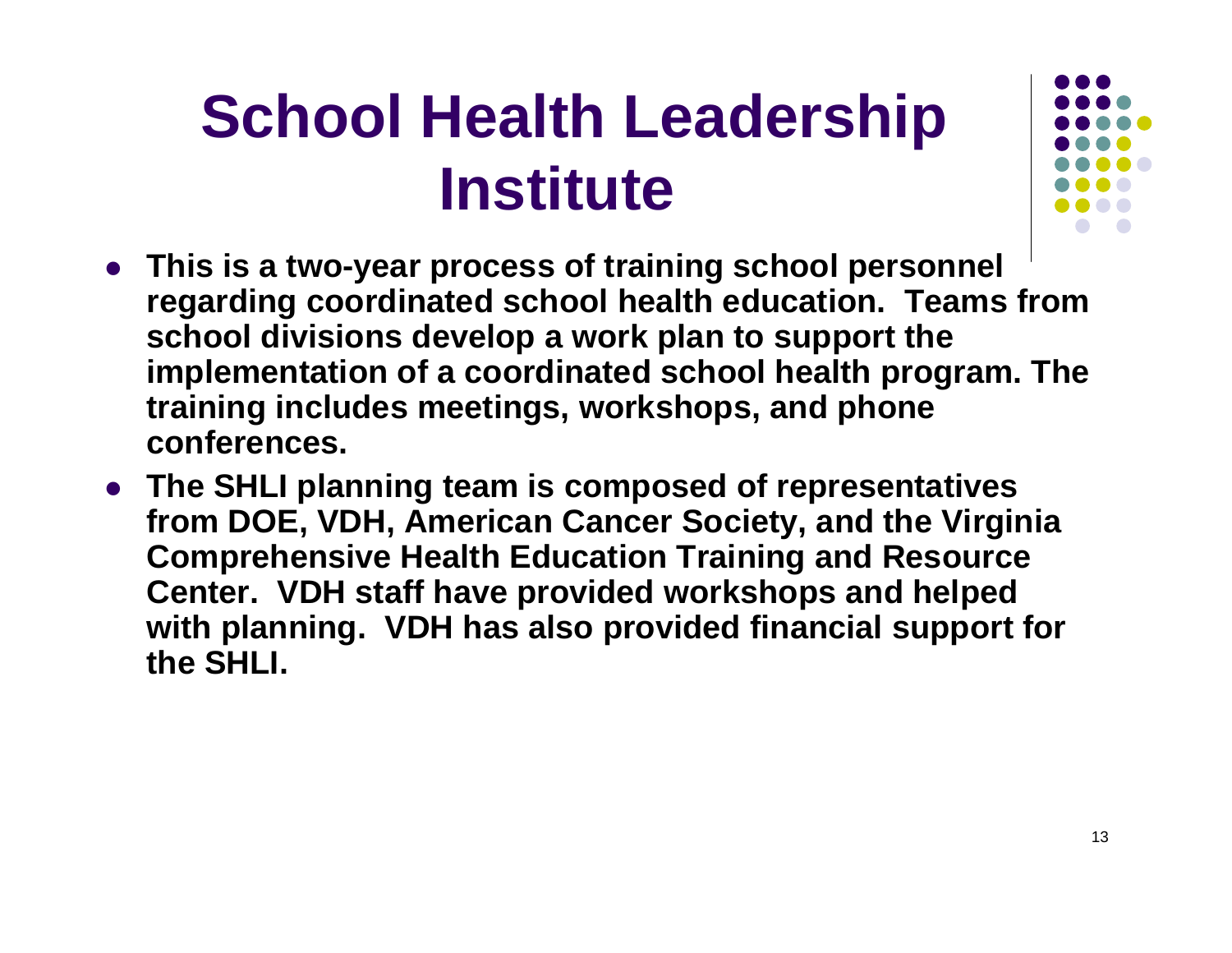# School Health Leadership Institute

- **This is a two-year process of training school personnel regarding coordinated school health education. Teams from school divisions develop a work plan to support the implementation of a coordinated school health program. The training includes meetings, workshops, and phone conferences.**
- **The SHLI planning team is composed of representatives from DOE, VDH, American Cancer Society, and the Virginia Comprehensive Health Education Training and Resource Center. VDH staff have provided workshops and helped with planning. VDH has also provided financial support for the SHLI.**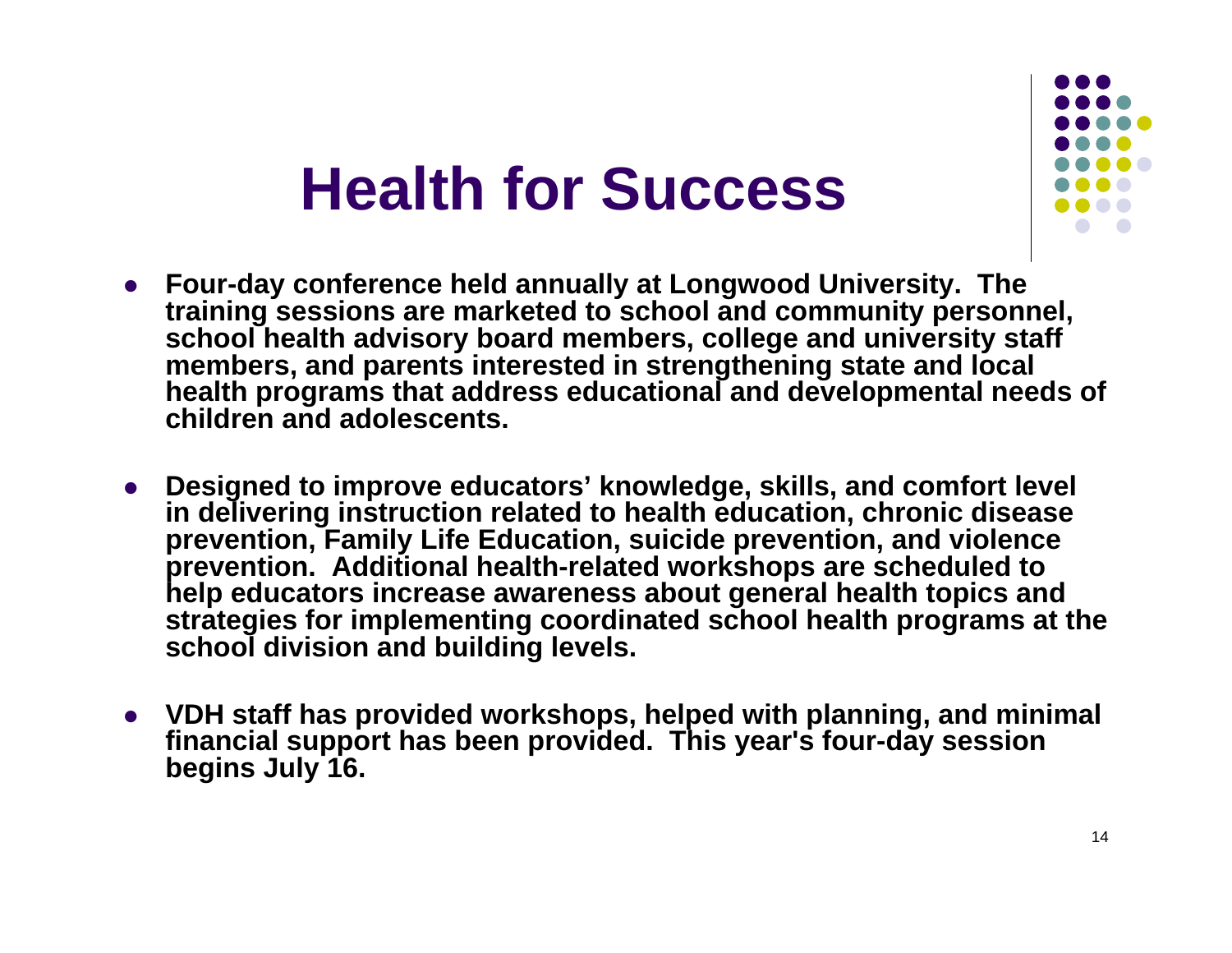# Health for Success

- Four-day conference held annually at Longwood University. The training sessions are marketed to school and community personnel, school health advisory board members, college and university staff members, and parents interested in strengthening state and local health programs that address educational and developmental needs of children and adolescents.

- Designed to improve educators' knowledge, skills, and comfort level in delivering instruction related to health education, chronic disease prevention, Family Life Education, suicide prevention, and violence prevention. Additional health-related workshops are scheduled to help educators increase awareness about general health topics and strategies for implementing coordinated school health programs at the school division and building levels.

- VDH staff has provided workshops, helped with planning, and minimal financial support has been provided. This year's four-day session begins July 16.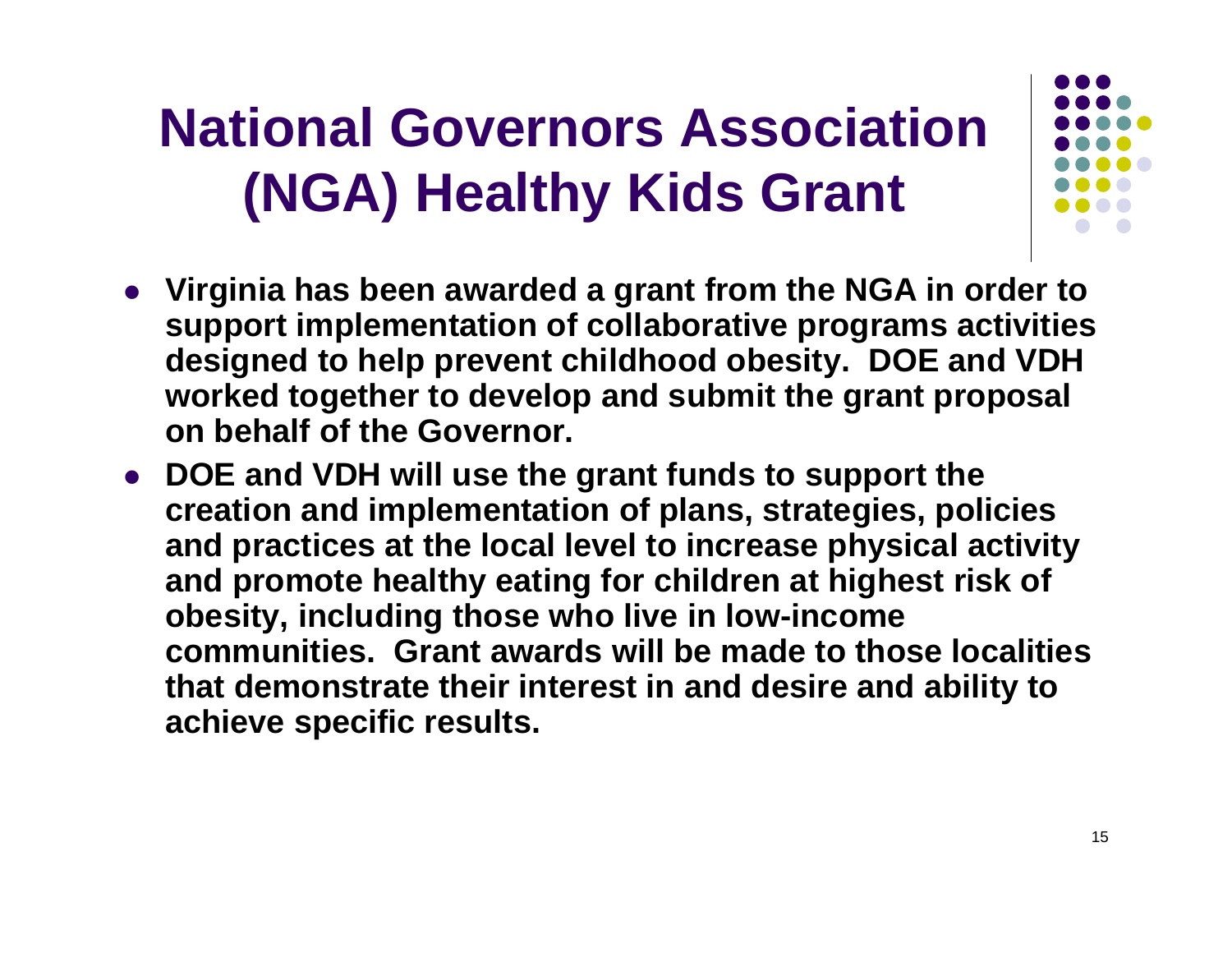# National Governors Association (NGA) Healthy Kids Grant

- **Virginia has been awarded a grant from the NGA in order to support implementation of collaborative programs activities designed to help prevent childhood obesity. DOE and VDH worked together to develop and submit the grant proposal on behalf of the Governor.**
- **DOE and VDH will use the grant funds to support the creation and implementation of plans, strategies, policies and practices at the local level to increase physical activity and promote healthy eating for children at highest risk of obesity, including those who live in low-income communities. Grant awards will be made to those localities that demonstrate their interest in and desire and ability to achieve specific results.**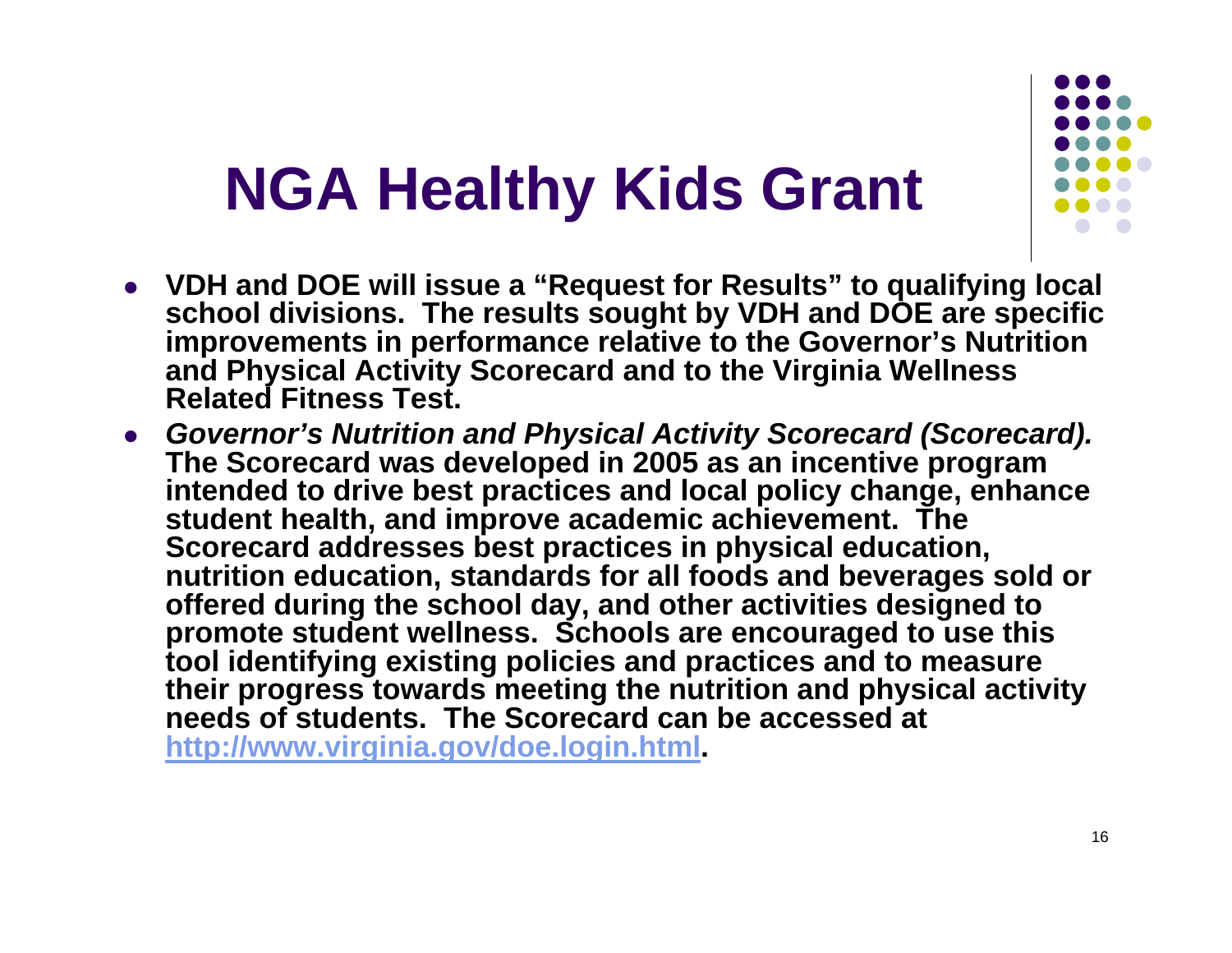# NGA Healthy Kids Grant

- **VDH and DOE will issue a "Request for Results" to qualifying local school divisions. The results sought by VDH and DOE are specific improvements in performance relative to the Governor's Nutrition and Physical Activity Scorecard and to the Virginia Wellness Related Fitness Test.**
- ***Governor's Nutrition and Physical Activity Scorecard (Scorecard).*** **The Scorecard was developed in 2005 as an incentive program intended to drive best practices and local policy change, enhance student health, and improve academic achievement. The Scorecard addresses best practices in physical education, nutrition education, standards for all foods and beverages sold or offered during the school day, and other activities designed to promote student wellness. Schools are encouraged to use this tool identifying existing policies and practices and to measure their progress towards meeting the nutrition and physical activity needs of students. The Scorecard can be accessed at [http://www.virginia.gov/doe.login.html](http://www.virginia.gov/doe.login.html).**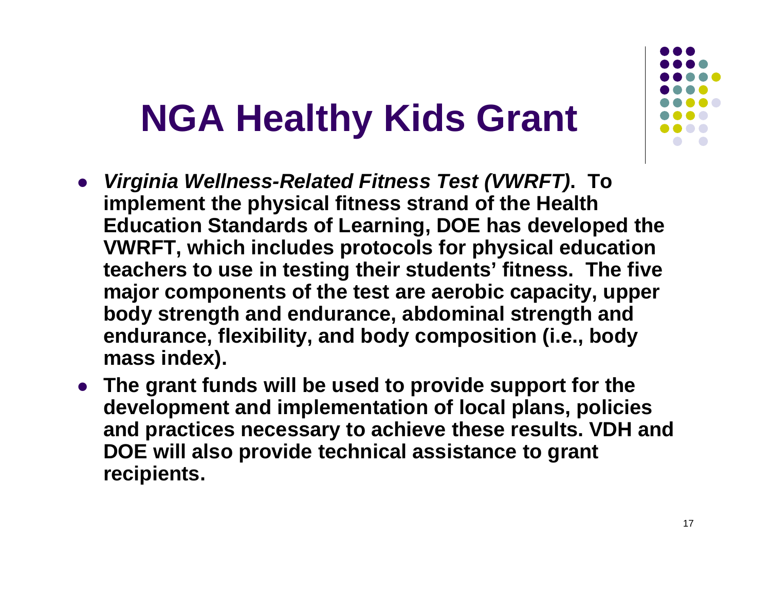# NGA Healthy Kids Grant

- ***Virginia Wellness-Related Fitness Test (VWRFT)*. To implement the physical fitness strand of the Health Education Standards of Learning, DOE has developed the VWRFT, which includes protocols for physical education teachers to use in testing their students' fitness. The five major components of the test are aerobic capacity, upper body strength and endurance, abdominal strength and endurance, flexibility, and body composition (i.e., body mass index).**
- **The grant funds will be used to provide support for the development and implementation of local plans, policies and practices necessary to achieve these results. VDH and DOE will also provide technical assistance to grant recipients.**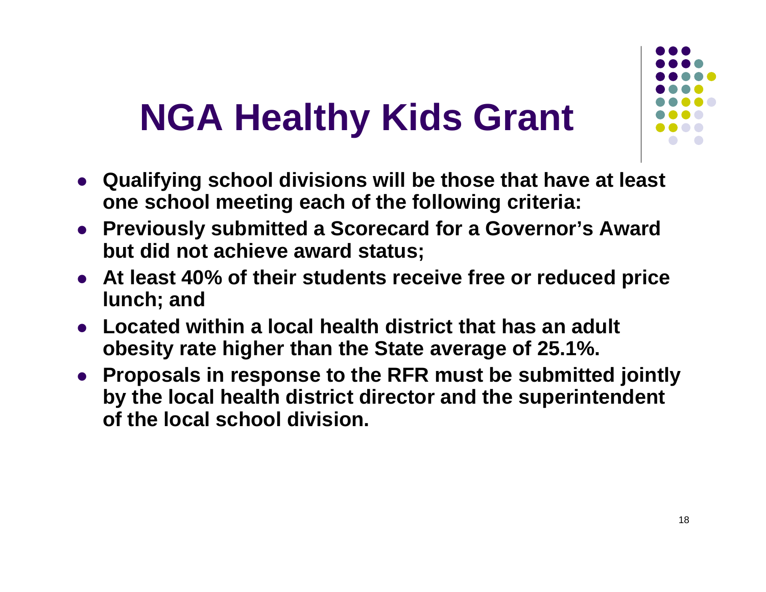# NGA Healthy Kids Grant

- **Qualifying school divisions will be those that have at least one school meeting each of the following criteria:**
- **Previously submitted a Scorecard for a Governor's Award but did not achieve award status;**
- **At least 40% of their students receive free or reduced price lunch; and**
- **Located within a local health district that has an adult obesity rate higher than the State average of 25.1%.**
- **Proposals in response to the RFR must be submitted jointly by the local health district director and the superintendent of the local school division.**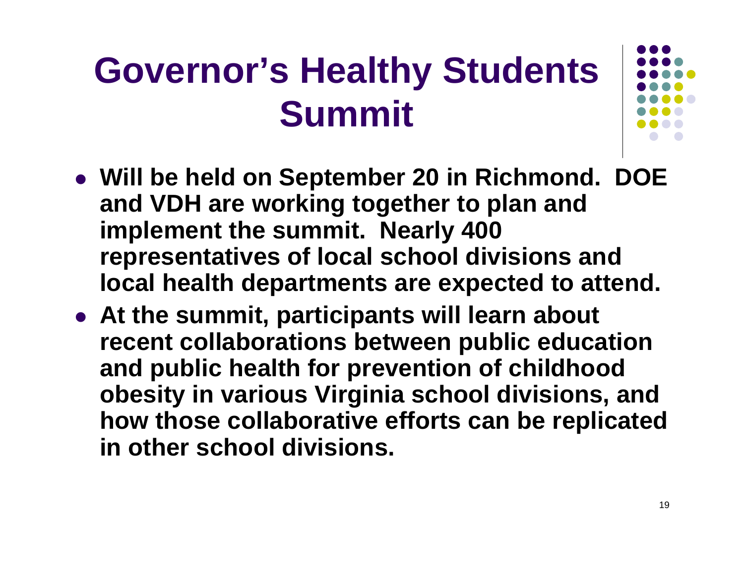# Governor's Healthy Students Summit

- **Will be held on September 20 in Richmond. DOE and VDH are working together to plan and implement the summit. Nearly 400 representatives of local school divisions and local health departments are expected to attend.**
- **At the summit, participants will learn about recent collaborations between public education and public health for prevention of childhood obesity in various Virginia school divisions, and how those collaborative efforts can be replicated in other school divisions.**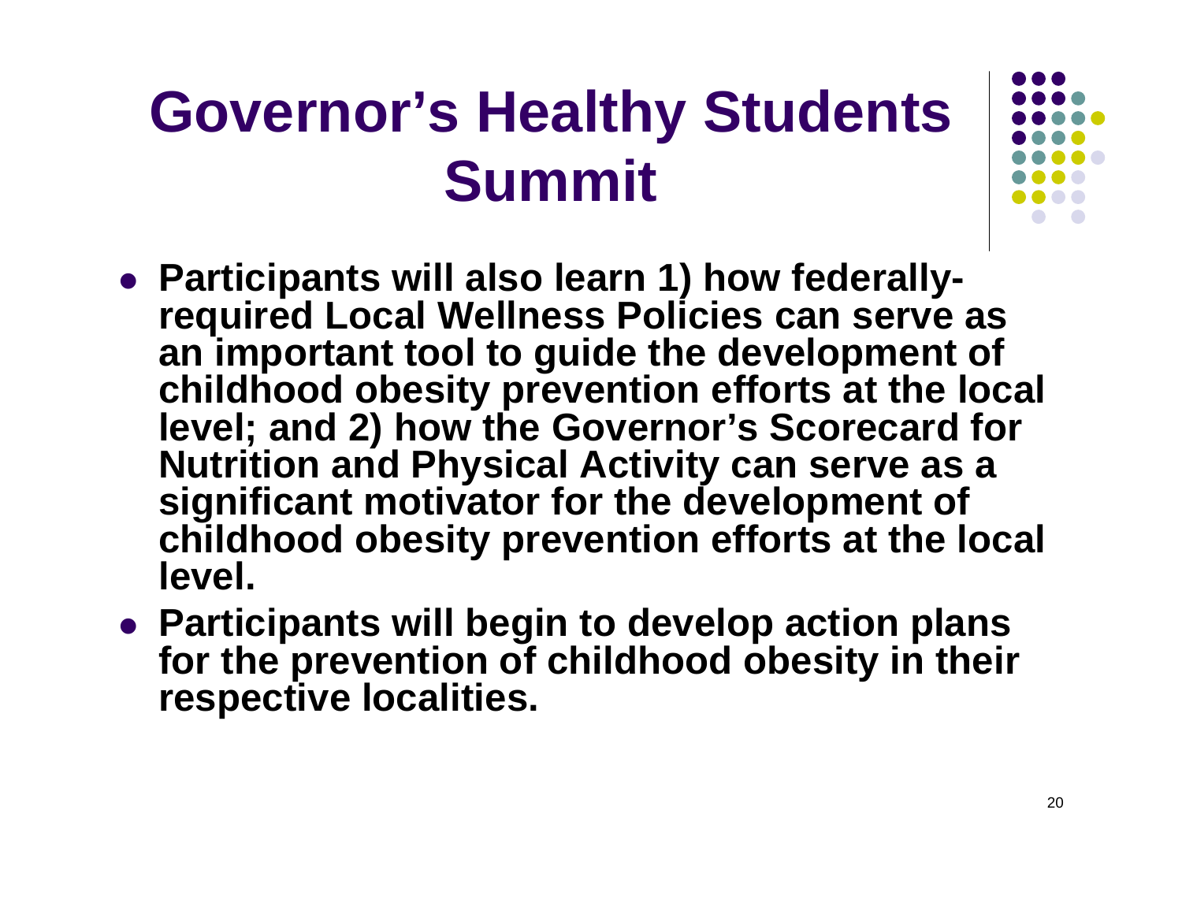# Governor's Healthy Students Summit

- **Participants will also learn 1) how federally-required Local Wellness Policies can serve as an important tool to guide the development of childhood obesity prevention efforts at the local level; and 2) how the Governor's Scorecard for Nutrition and Physical Activity can serve as a significant motivator for the development of childhood obesity prevention efforts at the local level.**
- **Participants will begin to develop action plans for the prevention of childhood obesity in their respective localities.**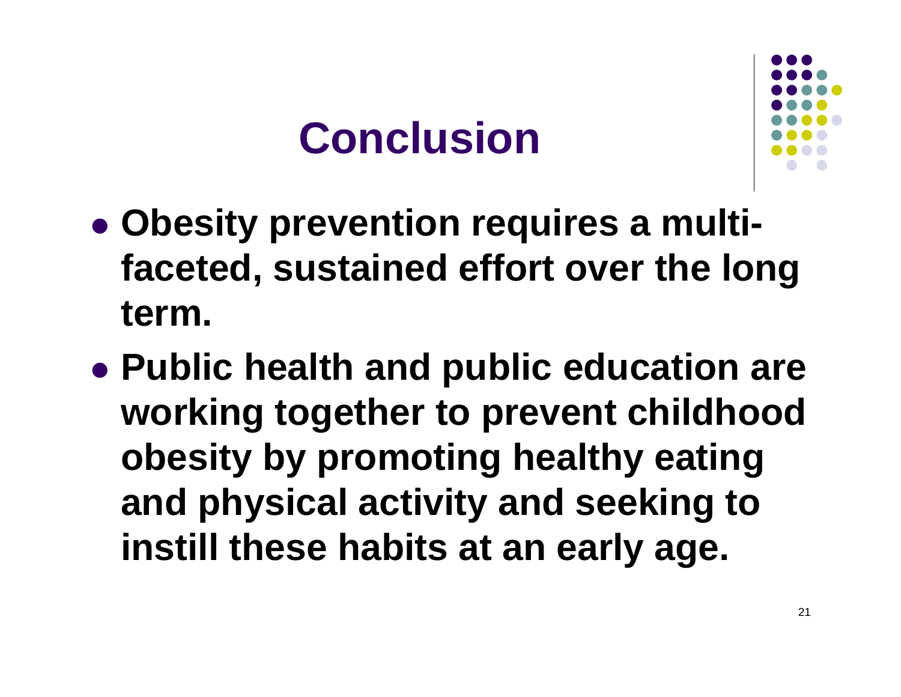# Conclusion

- **Obesity prevention requires a multi-faceted, sustained effort over the long term.**
- **Public health and public education are working together to prevent childhood obesity by promoting healthy eating and physical activity and seeking to instill these habits at an early age.**